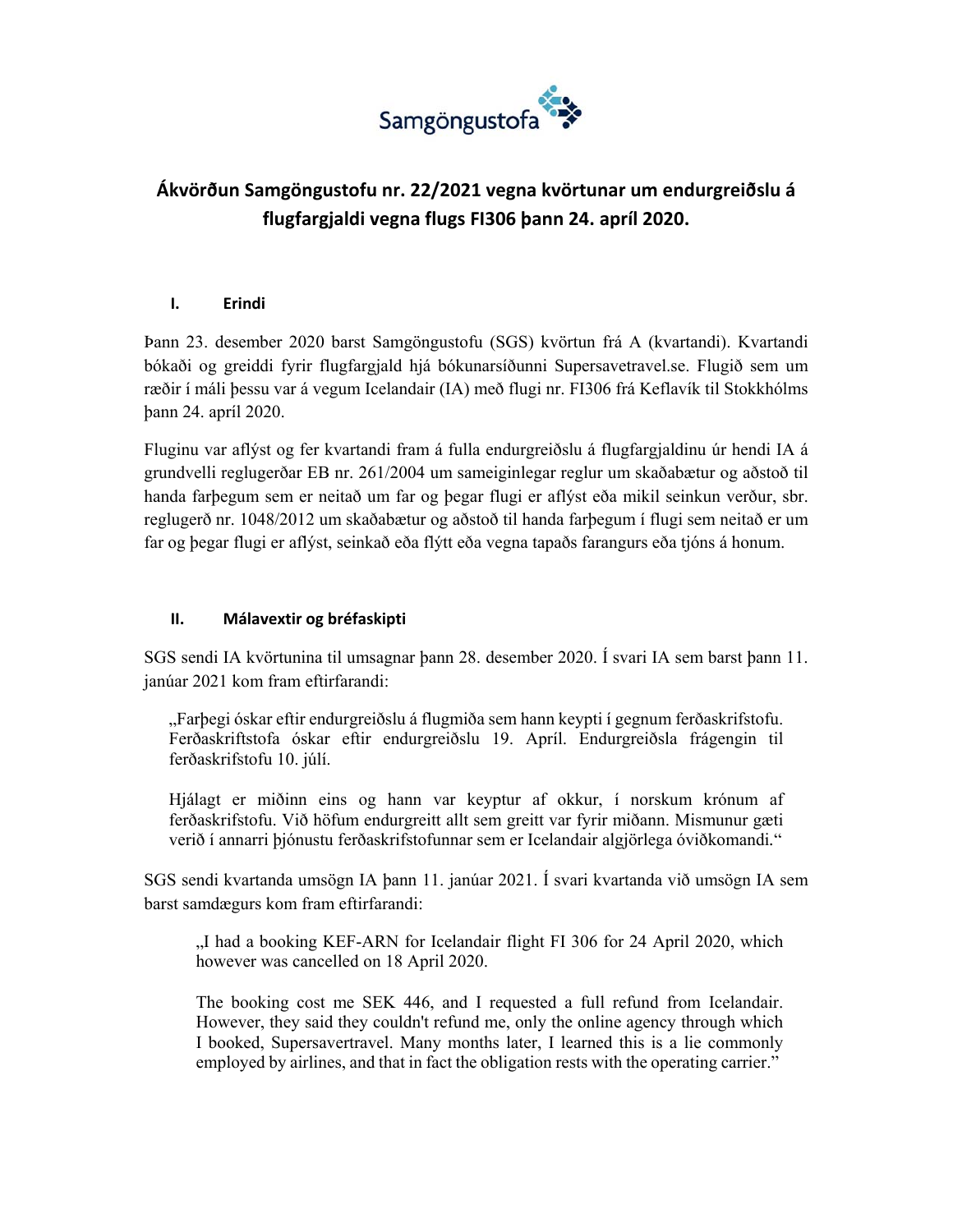Samgöngustofa

# Ákvörðun Samgöngustofu nr. 22/2021 vegna kvörtunar um endurgreiðslu á flugfargjaldi vegna flugs FI306 þann 24. apríl 2020.

## I. Erindi

Þann 23. desember 2020 barst Samgöngustofu (SGS) kvörtun frá A (kvartandi). Kvartandi bókaði og greiddi fyrir flugfargjald hjá bókunarsíðunni Supersavetravel.se. Flugið sem um ræðir í máli þessu var á vegum Icelandair (IA) með flugi nr. FI306 frá Keflavík til Stokkhólms þann 24. apríl 2020.

Fluginu var aflýst og fer kvartandi fram á fulla endurgreiðslu á flugfargjaldinu úr hendi IA á grundvelli reglugerðar EB nr. 261/2004 um sameiginlegar reglur um skaðabætur og aðstoð til handa farþegum sem er neitað um far og þegar flugi er aflýst eða mikil seinkun verður, sbr. reglugerð nr. 1048/2012 um skaðabætur og aðstoð til handa farþegum í flugi sem neitað er um far og þegar flugi er aflýst, seinkað eða flýtt eða vegna tapaðs farangurs eða tjóns á honum.

## II. Málavextir og bréfaskipti

SGS sendi IA kvörtunina til umsagnar þann 28. desember 2020. Í svari IA sem barst þann 11. janúar 2021 kom fram eftirfarandi:

> „Farþegi óskar eftir endurgreiðslu á flugmiða sem hann keypti í gegnum ferðaskrifstofu. Ferðaskriftstofa óskar eftir endurgreiðslu 19. Apríl. Endurgreiðsla frágengin til ferðaskrifstofu 10. júlí.
>
> Hjálagt er miðinn eins og hann var keyptur af okkur, í norskum krónum af ferðaskrifstofu. Við höfum endurgreitt allt sem greitt var fyrir miðann. Mismunur gæti verið í annarri þjónustu ferðaskrifstofunnar sem er Icelandair algjörlega óviðkomandi.“

SGS sendi kvartanda umsögn IA þann 11. janúar 2021. Í svari kvartanda við umsögn IA sem barst samdægurs kom fram eftirfarandi:

> „I had a booking KEF-ARN for Icelandair flight FI 306 for 24 April 2020, which however was cancelled on 18 April 2020.
>
> The booking cost me SEK 446, and I requested a full refund from Icelandair. However, they said they couldn't refund me, only the online agency through which I booked, Supersavertravel. Many months later, I learned this is a lie commonly employed by airlines, and that in fact the obligation rests with the operating carrier.“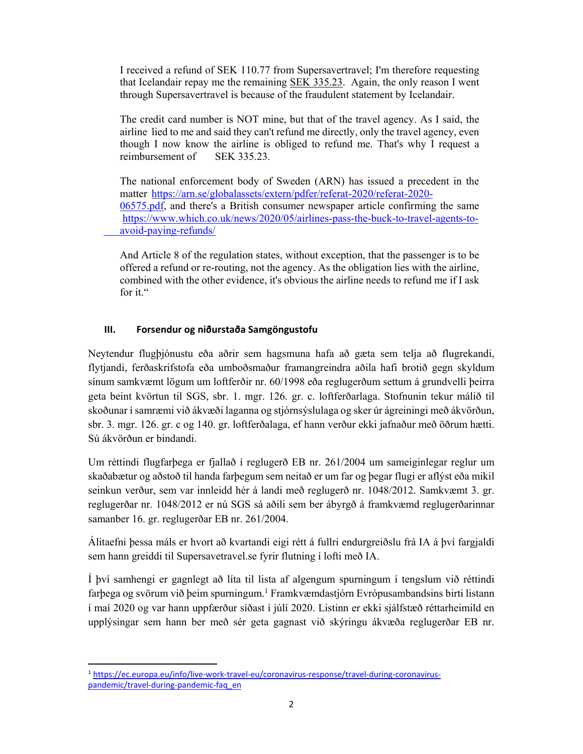I received a refund of SEK 110.77 from Supersavertravel; I'm therefore requesting that Icelandair repay me the remaining SEK 335.23. Again, the only reason I went through Supersavertravel is because of the fraudulent statement by Icelandair.

The credit card number is NOT mine, but that of the travel agency. As I said, the airline lied to me and said they can't refund me directly, only the travel agency, even though I now know the airline is obliged to refund me. That's why I request a reimbursement of SEK 335.23.

The national enforcement body of Sweden (ARN) has issued a precedent in the matter https://arn.se/globalassets/extern/pdfer/referat-2020/referat-2020-06575.pdf, and there's a British consumer newspaper article confirming the same https://www.which.co.uk/news/2020/05/airlines-pass-the-buck-to-travel-agents-to-avoid-paying-refunds/

And Article 8 of the regulation states, without exception, that the passenger is to be offered a refund or re-routing, not the agency. As the obligation lies with the airline, combined with the other evidence, it's obvious the airline needs to refund me if I ask for it."

### III. Forsendur og niðurstaða Samgöngustofu

Neytendur flugþjónustu eða aðrir sem hagsmuna hafa að gæta sem telja að flugrekandi, flytjandi, ferðaskrifstofa eða umboðsmaður framangreindra aðila hafi brotið gegn skyldum sínum samkvæmt lögum um loftferðir nr. 60/1998 eða reglugerðum settum á grundvelli þeirra geta beint kvörtun til SGS, sbr. 1. mgr. 126. gr. c. loftferðarlaga. Stofnunin tekur málið til skoðunar í samræmi við ákvæði laganna og stjórnsýslulaga og sker úr ágreiningi með ákvörðun, sbr. 3. mgr. 126. gr. c og 140. gr. loftferðalaga, ef hann verður ekki jafnaður með öðrum hætti. Sú ákvörðun er bindandi.

Um réttindi flugfarþega er fjallað í reglugerð EB nr. 261/2004 um sameiginlegar reglur um skaðabætur og aðstoð til handa farþegum sem neitað er um far og þegar flugi er aflýst eða mikil seinkun verður, sem var innleidd hér á landi með reglugerð nr. 1048/2012. Samkvæmt 3. gr. reglugerðar nr. 1048/2012 er nú SGS sá aðili sem ber ábyrgð á framkvæmd reglugerðarinnar samanber 16. gr. reglugerðar EB nr. 261/2004.

Álitaefni þessa máls er hvort að kvartandi eigi rétt á fullri endurgreiðslu frá IA á því fargjaldi sem hann greiddi til Supersavetravel.se fyrir flutning í lofti með IA.

Í því samhengi er gagnlegt að líta til lista af algengum spurningum í tengslum við réttindi farþega og svörum við þeim spurningum.[1] Framkvæmdastjórn Evrópusambandsins birti listann í maí 2020 og var hann uppfærður síðast í júlí 2020. Listinn er ekki sjálfstæð réttarheimild en upplýsingar sem hann ber með sér geta gagnast við skýringu ákvæða reglugerðar EB nr.

---

[1] https://ec.europa.eu/info/live-work-travel-eu/coronavirus-response/travel-during-coronavirus-pandemic/travel-during-pandemic-faq_en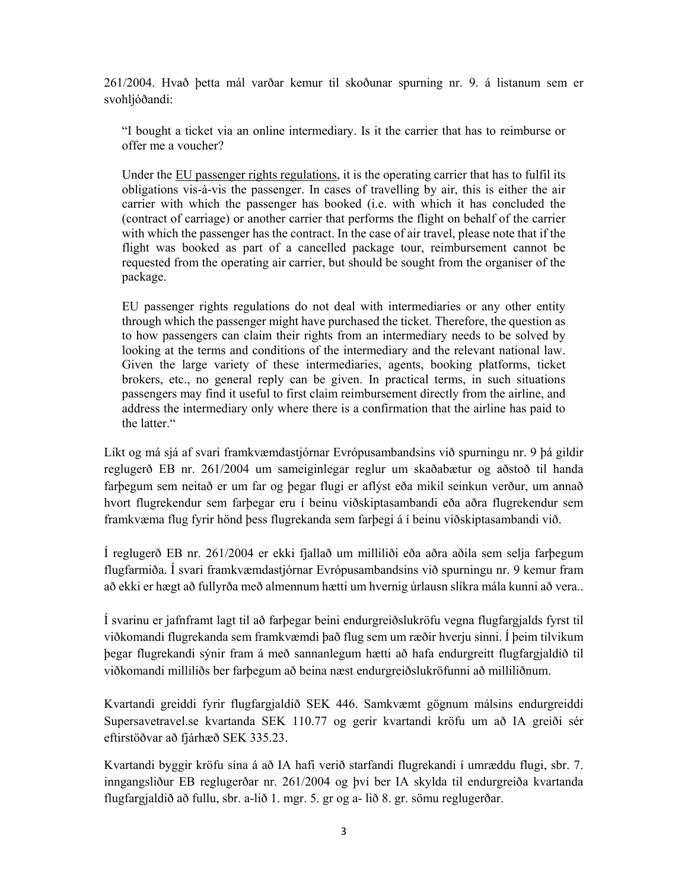261/2004. Hvað þetta mál varðar kemur til skoðunar spurning nr. 9. á listanum sem er svohljóðandi:

> "I bought a ticket via an online intermediary. Is it the carrier that has to reimburse or offer me a voucher?
>
> Under the EU passenger rights regulations, it is the operating carrier that has to fulfil its obligations vis-à-vis the passenger. In cases of travelling by air, this is either the air carrier with which the passenger has booked (i.e. with which it has concluded the (contract of carriage) or another carrier that performs the flight on behalf of the carrier with which the passenger has the contract. In the case of air travel, please note that if the flight was booked as part of a cancelled package tour, reimbursement cannot be requested from the operating air carrier, but should be sought from the organiser of the package.
>
> EU passenger rights regulations do not deal with intermediaries or any other entity through which the passenger might have purchased the ticket. Therefore, the question as to how passengers can claim their rights from an intermediary needs to be solved by looking at the terms and conditions of the intermediary and the relevant national law. Given the large variety of these intermediaries, agents, booking platforms, ticket brokers, etc., no general reply can be given. In practical terms, in such situations passengers may find it useful to first claim reimbursement directly from the airline, and address the intermediary only where there is a confirmation that the airline has paid to the latter."

Líkt og má sjá af svari framkvæmdastjórnar Evrópusambandsins við spurningu nr. 9 þá gildir reglugerð EB nr. 261/2004 um sameiginlegar reglur um skaðabætur og aðstoð til handa farþegum sem neitað er um far og þegar flugi er aflýst eða mikil seinkun verður, um annað hvort flugrekendur sem farþegar eru í beinu viðskiptasambandi eða aðra flugrekendur sem framkvæma flug fyrir hönd þess flugrekanda sem farþegi á í beinu viðskiptasambandi við.

Í reglugerð EB nr. 261/2004 er ekki fjallað um milliliði eða aðra aðila sem selja farþegum flugfarmiða. Í svari framkvæmdastjórnar Evrópusambandsins við spurningu nr. 9 kemur fram að ekki er hægt að fullyrða með almennum hætti um hvernig úrlausn slíkra mála kunni að vera..

Í svarinu er jafnframt lagt til að farþegar beini endurgreiðslukröfu vegna flugfargjalds fyrst til viðkomandi flugrekanda sem framkvæmdi það flug sem um ræðir hverju sinni. Í þeim tilvikum þegar flugrekandi sýnir fram á með sannanlegum hætti að hafa endurgreitt flugfargjaldið til viðkomandi milliliðs ber farþegum að beina næst endurgreiðslukröfunni að milliliðnum.

Kvartandi greiddi fyrir flugfargjaldið SEK 446. Samkvæmt gögnum málsins endurgreiddi Supersavetravel.se kvartanda SEK 110.77 og gerir kvartandi kröfu um að IA greiði sér eftirstöðvar að fjárhæð SEK 335.23.

Kvartandi byggir kröfu sína á að IA hafi verið starfandi flugrekandi í umræddu flugi, sbr. 7. inngangsliður EB reglugerðar nr. 261/2004 og því ber IA skylda til endurgreiða kvartanda flugfargjaldið að fullu, sbr. a-lið 1. mgr. 5. gr og a- lið 8. gr. sömu reglugerðar.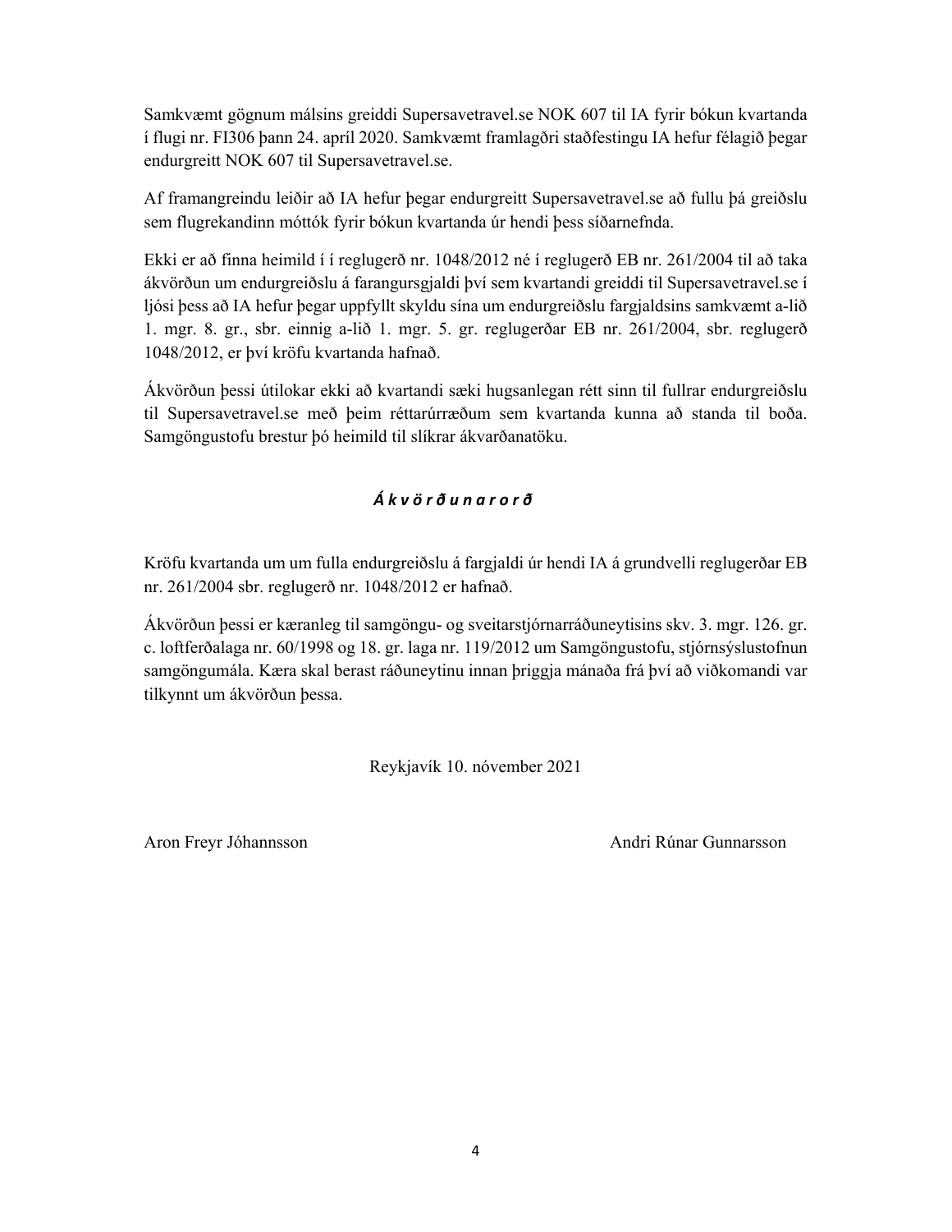Samkvæmt gögnum málsins greiddi Supersavetravel.se NOK 607 til IA fyrir bókun kvartanda í flugi nr. FI306 þann 24. apríl 2020. Samkvæmt framlagðri staðfestingu IA hefur félagið þegar endurgreitt NOK 607 til Supersavetravel.se.

Af framangreindu leiðir að IA hefur þegar endurgreitt Supersavetravel.se að fullu þá greiðslu sem flugrekandinn móttók fyrir bókun kvartanda úr hendi þess síðarnefnda.

Ekki er að finna heimild í í reglugerð nr. 1048/2012 né í reglugerð EB nr. 261/2004 til að taka ákvörðun um endurgreiðslu á farangursgjaldi því sem kvartandi greiddi til Supersavetravel.se í ljósi þess að IA hefur þegar uppfyllt skyldu sína um endurgreiðslu fargjaldsins samkvæmt a-lið 1. mgr. 8. gr., sbr. einnig a-lið 1. mgr. 5. gr. reglugerðar EB nr. 261/2004, sbr. reglugerð 1048/2012, er því kröfu kvartanda hafnað.

Ákvörðun þessi útilokar ekki að kvartandi sæki hugsanlegan rétt sinn til fullrar endurgreiðslu til Supersavetravel.se með þeim réttarúrræðum sem kvartanda kunna að standa til boða. Samgöngustofu brestur þó heimild til slíkrar ákvarðanatöku.

### ***Á k v ö r ð u n a r o r ð***

Kröfu kvartanda um um fulla endurgreiðslu á fargjaldi úr hendi IA á grundvelli reglugerðar EB nr. 261/2004 sbr. reglugerð nr. 1048/2012 er hafnað.

Ákvörðun þessi er kæranleg til samgöngu- og sveitarstjórnarráðuneytisins skv. 3. mgr. 126. gr. c. loftferðalaga nr. 60/1998 og 18. gr. laga nr. 119/2012 um Samgöngustofu, stjórnsýslustofnun samgöngumála. Kæra skal berast ráðuneytinu innan þriggja mánaða frá því að viðkomandi var tilkynnt um ákvörðun þessa.

Reykjavík 10. nóvember 2021

Aron Freyr Jóhannsson

Andri Rúnar Gunnarsson